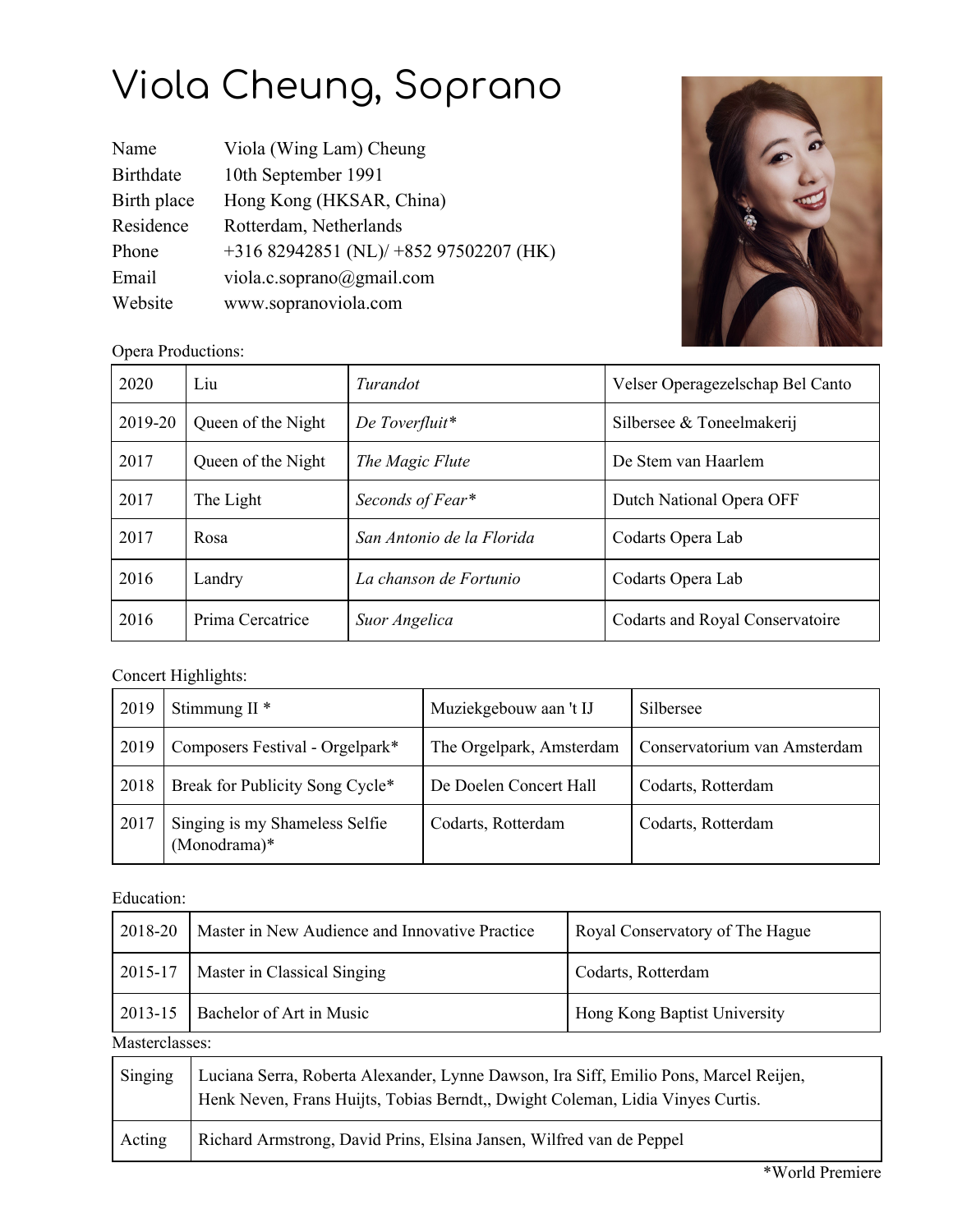# Viola Cheung, Soprano

| | |
|---|---|
| Name | Viola (Wing Lam) Cheung |
| Birthdate | 10th September 1991 |
| Birth place | Hong Kong (HKSAR, China) |
| Residence | Rotterdam, Netherlands |
| Phone | +316 82942851 (NL)/ +852 97502207 (HK) |
| Email | viola.c.soprano@gmail.com |
| Website | www.sopranoviola.com |

Opera Productions:

| | | | |
|---|---|---|---|
| 2020 | Liu | *Turandot* | Velser Operagezelschap Bel Canto |
| 2019-20 | Queen of the Night | *De Toverfluit** | Silbersee & Toneelmakerij |
| 2017 | Queen of the Night | *The Magic Flute* | De Stem van Haarlem |
| 2017 | The Light | *Seconds of Fear** | Dutch National Opera OFF |
| 2017 | Rosa | *San Antonio de la Florida* | Codarts Opera Lab |
| 2016 | Landry | *La chanson de Fortunio* | Codarts Opera Lab |
| 2016 | Prima Cercatrice | *Suor Angelica* | Codarts and Royal Conservatoire |

Concert Highlights:

| | | | |
|---|---|---|---|
| 2019 | Stimmung II * | Muziekgebouw aan 't IJ | Silbersee |
| 2019 | Composers Festival - Orgelpark* | The Orgelpark, Amsterdam | Conservatorium van Amsterdam |
| 2018 | Break for Publicity Song Cycle* | De Doelen Concert Hall | Codarts, Rotterdam |
| 2017 | Singing is my Shameless Selfie (Monodrama)* | Codarts, Rotterdam | Codarts, Rotterdam |

Education:

| | | |
|---|---|---|
| 2018-20 | Master in New Audience and Innovative Practice | Royal Conservatory of The Hague |
| 2015-17 | Master in Classical Singing | Codarts, Rotterdam |
| 2013-15 | Bachelor of Art in Music | Hong Kong Baptist University |

Masterclasses:

| | |
|---|---|
| Singing | Luciana Serra, Roberta Alexander, Lynne Dawson, Ira Siff, Emilio Pons, Marcel Reijen, Henk Neven, Frans Huijts, Tobias Berndt,, Dwight Coleman, Lidia Vinyes Curtis. |
| Acting | Richard Armstrong, David Prins, Elsina Jansen, Wilfred van de Peppel |

*World Premiere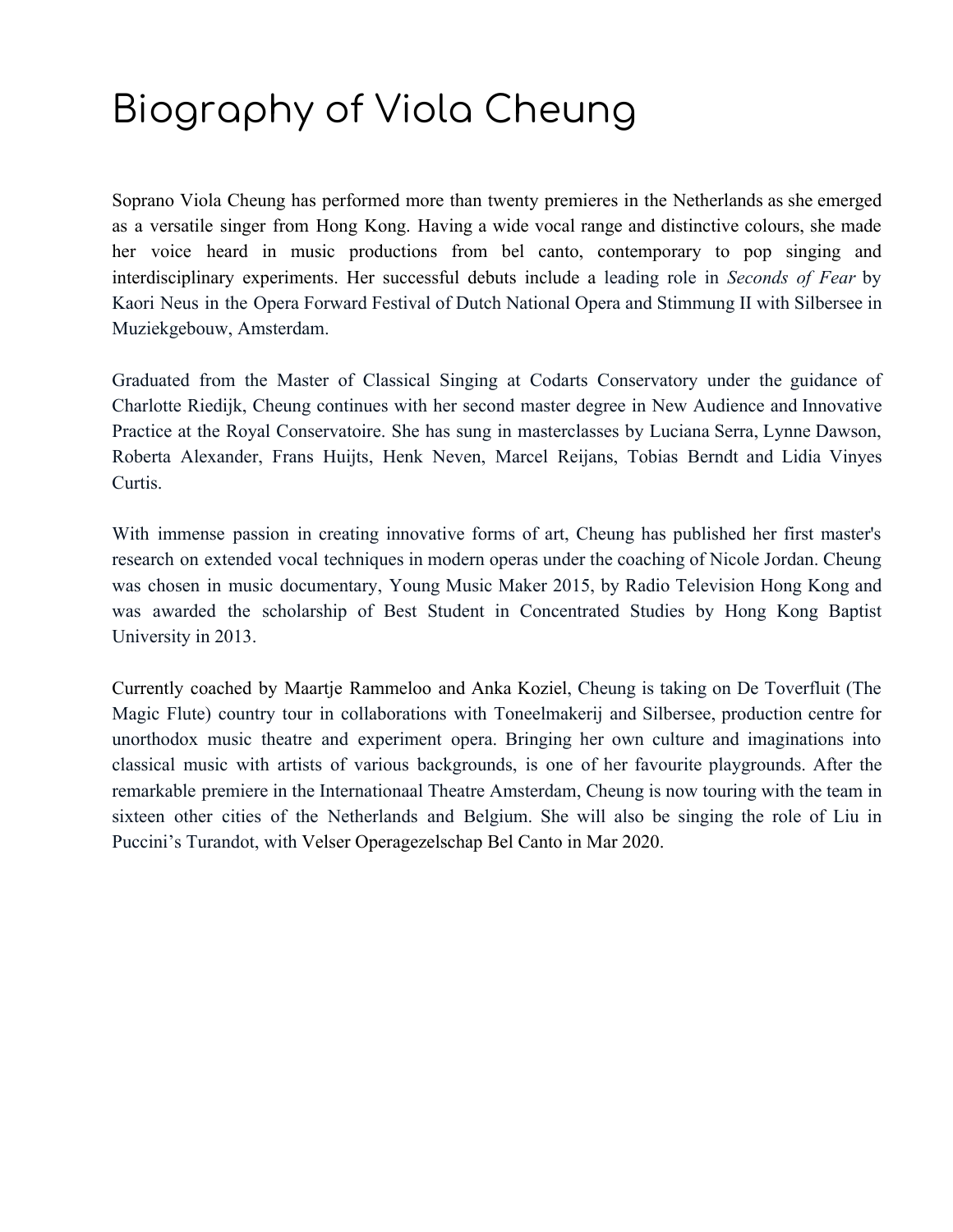# Biography of Viola Cheung

Soprano Viola Cheung has performed more than twenty premieres in the Netherlands as she emerged as a versatile singer from Hong Kong. Having a wide vocal range and distinctive colours, she made her voice heard in music productions from bel canto, contemporary to pop singing and interdisciplinary experiments. Her successful debuts include a leading role in *Seconds of Fear* by Kaori Neus in the Opera Forward Festival of Dutch National Opera and Stimmung II with Silbersee in Muziekgebouw, Amsterdam.

Graduated from the Master of Classical Singing at Codarts Conservatory under the guidance of Charlotte Riedijk, Cheung continues with her second master degree in New Audience and Innovative Practice at the Royal Conservatoire. She has sung in masterclasses by Luciana Serra, Lynne Dawson, Roberta Alexander, Frans Huijts, Henk Neven, Marcel Reijans, Tobias Berndt and Lidia Vinyes Curtis.

With immense passion in creating innovative forms of art, Cheung has published her first master's research on extended vocal techniques in modern operas under the coaching of Nicole Jordan. Cheung was chosen in music documentary, Young Music Maker 2015, by Radio Television Hong Kong and was awarded the scholarship of Best Student in Concentrated Studies by Hong Kong Baptist University in 2013.

Currently coached by Maartje Rammeloo and Anka Koziel, Cheung is taking on De Toverfluit (The Magic Flute) country tour in collaborations with Toneelmakerij and Silbersee, production centre for unorthodox music theatre and experiment opera. Bringing her own culture and imaginations into classical music with artists of various backgrounds, is one of her favourite playgrounds. After the remarkable premiere in the Internationaal Theatre Amsterdam, Cheung is now touring with the team in sixteen other cities of the Netherlands and Belgium. She will also be singing the role of Liu in Puccini's Turandot, with Velser Operagezelschap Bel Canto in Mar 2020.